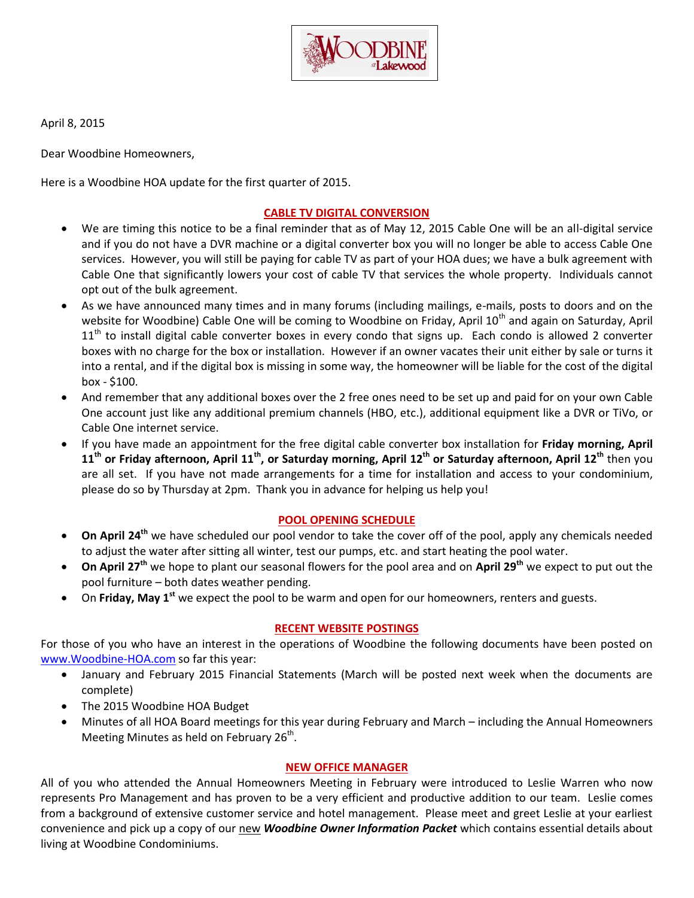April 8, 2015

Dear Woodbine Homeowners,

Here is a Woodbine HOA update for the first quarter of 2015.

## CABLE TV DIGITAL CONVERSION

- We are timing this notice to be a final reminder that as of May 12, 2015 Cable One will be an all-digital service and if you do not have a DVR machine or a digital converter box you will no longer be able to access Cable One services. However, you will still be paying for cable TV as part of your HOA dues; we have a bulk agreement with Cable One that significantly lowers your cost of cable TV that services the whole property. Individuals cannot opt out of the bulk agreement.
- As we have announced many times and in many forums (including mailings, e-mails, posts to doors and on the website for Woodbine) Cable One will be coming to Woodbine on Friday, April 10th and again on Saturday, April 11th to install digital cable converter boxes in every condo that signs up. Each condo is allowed 2 converter boxes with no charge for the box or installation. However if an owner vacates their unit either by sale or turns it into a rental, and if the digital box is missing in some way, the homeowner will be liable for the cost of the digital box - $100.
- And remember that any additional boxes over the 2 free ones need to be set up and paid for on your own Cable One account just like any additional premium channels (HBO, etc.), additional equipment like a DVR or TiVo, or Cable One internet service.
- If you have made an appointment for the free digital cable converter box installation for **Friday morning, April 11th or Friday afternoon, April 11th, or Saturday morning, April 12th or Saturday afternoon, April 12th** then you are all set. If you have not made arrangements for a time for installation and access to your condominium, please do so by Thursday at 2pm. Thank you in advance for helping us help you!

## POOL OPENING SCHEDULE

- **On April 24th** we have scheduled our pool vendor to take the cover off of the pool, apply any chemicals needed to adjust the water after sitting all winter, test our pumps, etc. and start heating the pool water.
- **On April 27th** we hope to plant our seasonal flowers for the pool area and on **April 29th** we expect to put out the pool furniture – both dates weather pending.
- On **Friday, May 1st** we expect the pool to be warm and open for our homeowners, renters and guests.

## RECENT WEBSITE POSTINGS

For those of you who have an interest in the operations of Woodbine the following documents have been posted on www.Woodbine-HOA.com so far this year:

- January and February 2015 Financial Statements (March will be posted next week when the documents are complete)
- The 2015 Woodbine HOA Budget
- Minutes of all HOA Board meetings for this year during February and March – including the Annual Homeowners Meeting Minutes as held on February 26th.

## NEW OFFICE MANAGER

All of you who attended the Annual Homeowners Meeting in February were introduced to Leslie Warren who now represents Pro Management and has proven to be a very efficient and productive addition to our team. Leslie comes from a background of extensive customer service and hotel management. Please meet and greet Leslie at your earliest convenience and pick up a copy of our new ***Woodbine Owner Information Packet*** which contains essential details about living at Woodbine Condominiums.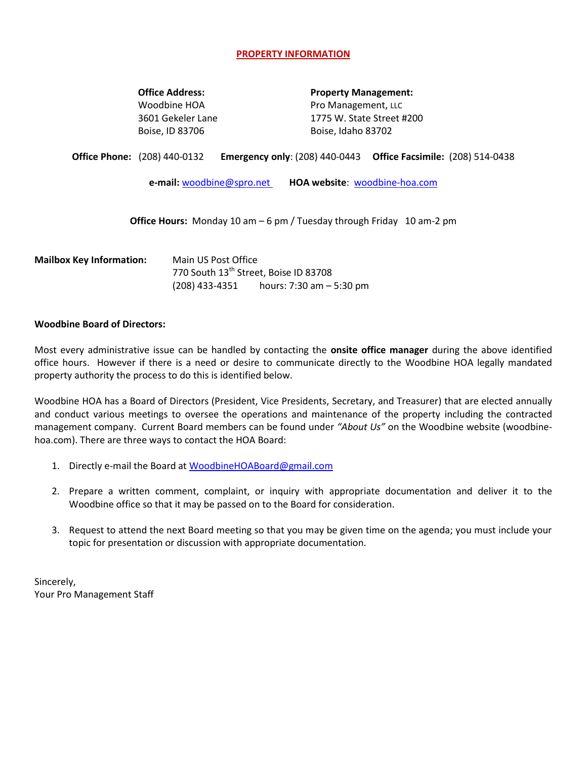## PROPERTY INFORMATION

**Office Address:**
Woodbine HOA
3601 Gekeler Lane
Boise, ID 83706

**Property Management:**
Pro Management, LLC
1775 W. State Street #200
Boise, Idaho 83702

**Office Phone:** (208) 440-0132 **Emergency only**: (208) 440-0443 **Office Facsimile:** (208) 514-0438

**e-mail:** woodbine@spro.net **HOA website**: woodbine-hoa.com

**Office Hours:** Monday 10 am – 6 pm / Tuesday through Friday 10 am-2 pm

**Mailbox Key Information:** Main US Post Office
770 South 13th Street, Boise ID 83708
(208) 433-4351 hours: 7:30 am – 5:30 pm

**Woodbine Board of Directors:**

Most every administrative issue can be handled by contacting the **onsite office manager** during the above identified office hours. However if there is a need or desire to communicate directly to the Woodbine HOA legally mandated property authority the process to do this is identified below.

Woodbine HOA has a Board of Directors (President, Vice Presidents, Secretary, and Treasurer) that are elected annually and conduct various meetings to oversee the operations and maintenance of the property including the contracted management company. Current Board members can be found under *"About Us"* on the Woodbine website (woodbine-hoa.com). There are three ways to contact the HOA Board:

1. Directly e-mail the Board at WoodbineHOABoard@gmail.com
2. Prepare a written comment, complaint, or inquiry with appropriate documentation and deliver it to the Woodbine office so that it may be passed on to the Board for consideration.
3. Request to attend the next Board meeting so that you may be given time on the agenda; you must include your topic for presentation or discussion with appropriate documentation.

Sincerely,
Your Pro Management Staff